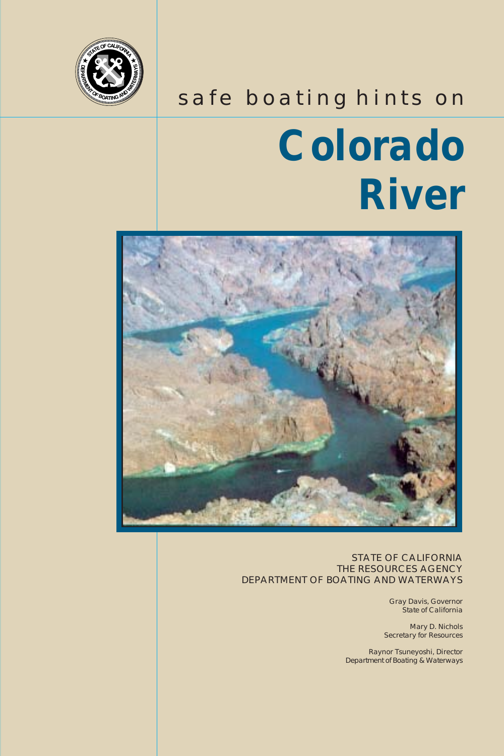safe boating hints on

# Colorado River

STATE OF CALIFORNIA
THE RESOURCES AGENCY
DEPARTMENT OF BOATING AND WATERWAYS

Gray Davis, Governor
State of California

Mary D. Nichols
Secretary for Resources

Raynor Tsuneyoshi, Director
Department of Boating & Waterways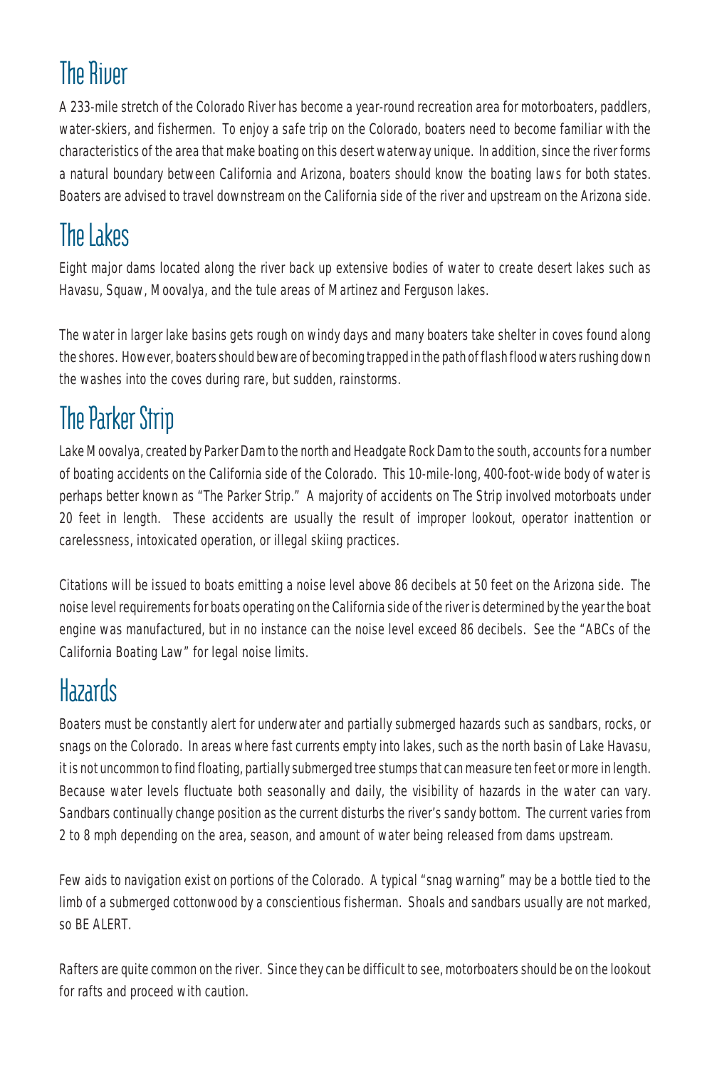# The River

A 233-mile stretch of the Colorado River has become a year-round recreation area for motorboaters, paddlers, water-skiers, and fishermen. To enjoy a safe trip on the Colorado, boaters need to become familiar with the characteristics of the area that make boating on this desert waterway unique. In addition, since the river forms a natural boundary between California and Arizona, boaters should know the boating laws for both states. Boaters are advised to travel downstream on the California side of the river and upstream on the Arizona side.

# The Lakes

Eight major dams located along the river back up extensive bodies of water to create desert lakes such as Havasu, Squaw, Moovalya, and the tule areas of Martinez and Ferguson lakes.

The water in larger lake basins gets rough on windy days and many boaters take shelter in coves found along the shores. However, boaters should beware of becoming trapped in the path of flash flood waters rushing down the washes into the coves during rare, but sudden, rainstorms.

# The Parker Strip

Lake Moovalya, created by Parker Dam to the north and Headgate Rock Dam to the south, accounts for a number of boating accidents on the California side of the Colorado. This 10-mile-long, 400-foot-wide body of water is perhaps better known as "The Parker Strip." A majority of accidents on The Strip involved motorboats under 20 feet in length. These accidents are usually the result of improper lookout, operator inattention or carelessness, intoxicated operation, or illegal skiing practices.

Citations will be issued to boats emitting a noise level above 86 decibels at 50 feet on the Arizona side. The noise level requirements for boats operating on the California side of the river is determined by the year the boat engine was manufactured, but in no instance can the noise level exceed 86 decibels. See the "ABCs of the California Boating Law" for legal noise limits.

# Hazards

Boaters must be constantly alert for underwater and partially submerged hazards such as sandbars, rocks, or snags on the Colorado. In areas where fast currents empty into lakes, such as the north basin of Lake Havasu, it is not uncommon to find floating, partially submerged tree stumps that can measure ten feet or more in length. Because water levels fluctuate both seasonally and daily, the visibility of hazards in the water can vary. Sandbars continually change position as the current disturbs the river's sandy bottom. The current varies from 2 to 8 mph depending on the area, season, and amount of water being released from dams upstream.

Few aids to navigation exist on portions of the Colorado. A typical "snag warning" may be a bottle tied to the limb of a submerged cottonwood by a conscientious fisherman. Shoals and sandbars usually are not marked, so BE ALERT.

Rafters are quite common on the river. Since they can be difficult to see, motorboaters should be on the lookout for rafts and proceed with caution.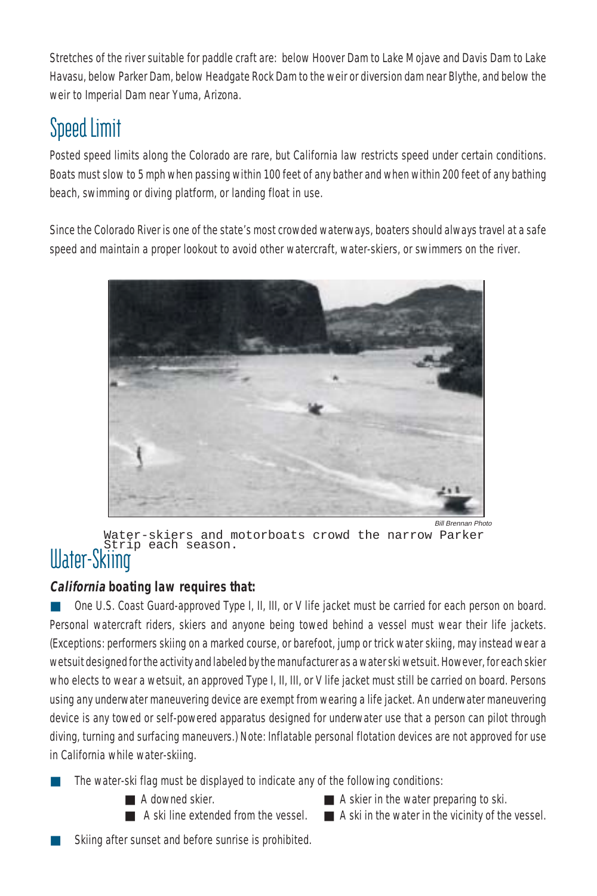Stretches of the river suitable for paddle craft are: below Hoover Dam to Lake Mojave and Davis Dam to Lake Havasu, below Parker Dam, below Headgate Rock Dam to the weir or diversion dam near Blythe, and below the weir to Imperial Dam near Yuma, Arizona.

## Speed Limit

Posted speed limits along the Colorado are rare, but California law restricts speed under certain conditions. Boats must slow to 5 mph when passing within 100 feet of any bather and when within 200 feet of any bathing beach, swimming or diving platform, or landing float in use.

Since the Colorado River is one of the state's most crowded waterways, boaters should always travel at a safe speed and maintain a proper lookout to avoid other watercraft, water-skiers, or swimmers on the river.

*Bill Brennan Photo*

Water-skiers and motorboats crowd the narrow Parker Strip each season.

## Water-Skiing

***California*** **boating law requires that:**

- One U.S. Coast Guard-approved Type I, II, III, or V life jacket must be carried for each person on board. Personal watercraft riders, skiers and anyone being towed behind a vessel must wear their life jackets. (Exceptions: performers skiing on a marked course, or barefoot, jump or trick water skiing, may instead wear a wetsuit designed for the activity and labeled by the manufacturer as a water ski wetsuit. However, for each skier who elects to wear a wetsuit, an approved Type I, II, III, or V life jacket must still be carried on board. Persons using any underwater maneuvering device are exempt from wearing a life jacket. An underwater maneuvering device is any towed or self-powered apparatus designed for underwater use that a person can pilot through diving, turning and surfacing maneuvers.) Note: Inflatable personal flotation devices are not approved for use in California while water-skiing.
- The water-ski flag must be displayed to indicate any of the following conditions:
  - A downed skier.
  - A skier in the water preparing to ski.
  - A ski line extended from the vessel.
  - A ski in the water in the vicinity of the vessel.
- Skiing after sunset and before sunrise is prohibited.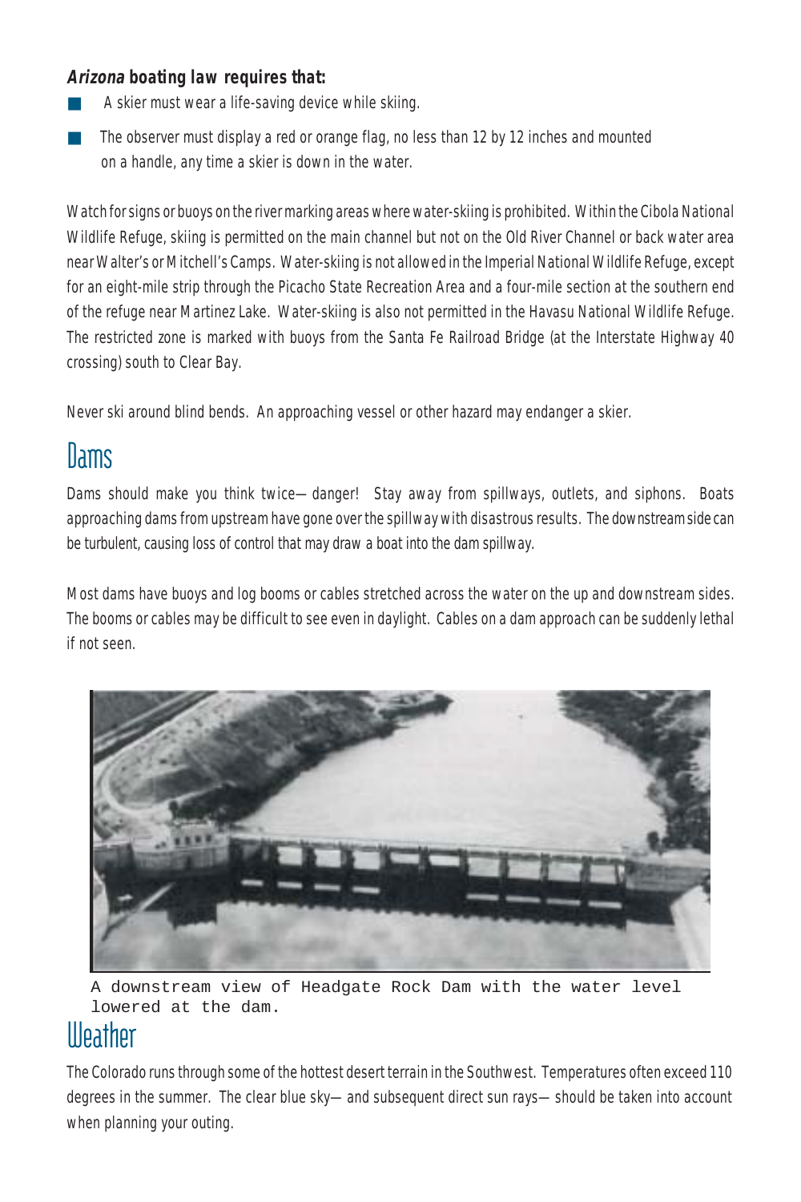**_Arizona_ boating law requires that:**

- A skier must wear a life-saving device while skiing.
- The observer must display a red or orange flag, no less than 12 by 12 inches and mounted on a handle, any time a skier is down in the water.

Watch for signs or buoys on the river marking areas where water-skiing is prohibited. Within the Cibola National Wildlife Refuge, skiing is permitted on the main channel but not on the Old River Channel or back water area near Walter's or Mitchell's Camps. Water-skiing is not allowed in the Imperial National Wildlife Refuge, except for an eight-mile strip through the Picacho State Recreation Area and a four-mile section at the southern end of the refuge near Martinez Lake. Water-skiing is also not permitted in the Havasu National Wildlife Refuge. The restricted zone is marked with buoys from the Santa Fe Railroad Bridge (at the Interstate Highway 40 crossing) south to Clear Bay.

Never ski around blind bends. An approaching vessel or other hazard may endanger a skier.

## Dams

Dams should make you think twice—danger! Stay away from spillways, outlets, and siphons. Boats approaching dams from upstream have gone over the spillway with disastrous results. The downstream side can be turbulent, causing loss of control that may draw a boat into the dam spillway.

Most dams have buoys and log booms or cables stretched across the water on the up and downstream sides. The booms or cables may be difficult to see even in daylight. Cables on a dam approach can be suddenly lethal if not seen.

A downstream view of Headgate Rock Dam with the water level lowered at the dam.

## Weather

The Colorado runs through some of the hottest desert terrain in the Southwest. Temperatures often exceed 110 degrees in the summer. The clear blue sky—and subsequent direct sun rays—should be taken into account when planning your outing.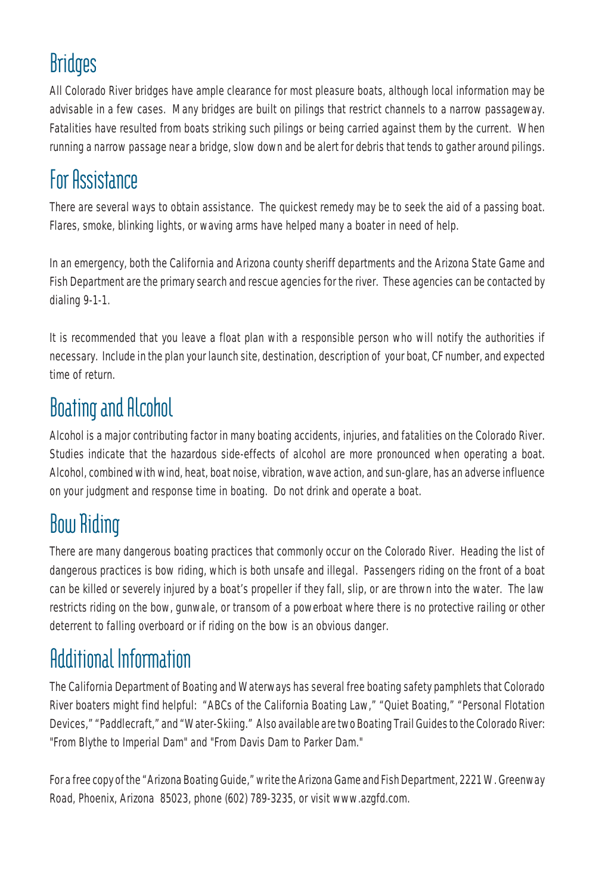## Bridges

All Colorado River bridges have ample clearance for most pleasure boats, although local information may be advisable in a few cases. Many bridges are built on pilings that restrict channels to a narrow passageway. Fatalities have resulted from boats striking such pilings or being carried against them by the current. When running a narrow passage near a bridge, slow down and be alert for debris that tends to gather around pilings.

## For Assistance

There are several ways to obtain assistance. The quickest remedy may be to seek the aid of a passing boat. Flares, smoke, blinking lights, or waving arms have helped many a boater in need of help.

In an emergency, both the California and Arizona county sheriff departments and the Arizona State Game and Fish Department are the primary search and rescue agencies for the river. These agencies can be contacted by dialing 9-1-1.

It is recommended that you leave a float plan with a responsible person who will notify the authorities if necessary. Include in the plan your launch site, destination, description of your boat, CF number, and expected time of return.

## Boating and Alcohol

Alcohol is a major contributing factor in many boating accidents, injuries, and fatalities on the Colorado River. Studies indicate that the hazardous side-effects of alcohol are more pronounced when operating a boat. Alcohol, combined with wind, heat, boat noise, vibration, wave action, and sun-glare, has an adverse influence on your judgment and response time in boating. Do not drink and operate a boat.

## Bow Riding

There are many dangerous boating practices that commonly occur on the Colorado River. Heading the list of dangerous practices is bow riding, which is both unsafe and illegal. Passengers riding on the front of a boat can be killed or severely injured by a boat's propeller if they fall, slip, or are thrown into the water. The law restricts riding on the bow, gunwale, or transom of a powerboat where there is no protective railing or other deterrent to falling overboard or if riding on the bow is an obvious danger.

## Additional Information

The California Department of Boating and Waterways has several free boating safety pamphlets that Colorado River boaters might find helpful: "ABCs of the California Boating Law," "Quiet Boating," "Personal Flotation Devices," "Paddlecraft," and "Water-Skiing." Also available are two Boating Trail Guides to the Colorado River: "From Blythe to Imperial Dam" and "From Davis Dam to Parker Dam."

For a free copy of the "Arizona Boating Guide," write the Arizona Game and Fish Department, 2221 W. Greenway Road, Phoenix, Arizona 85023, phone (602) 789-3235, or visit www.azgfd.com.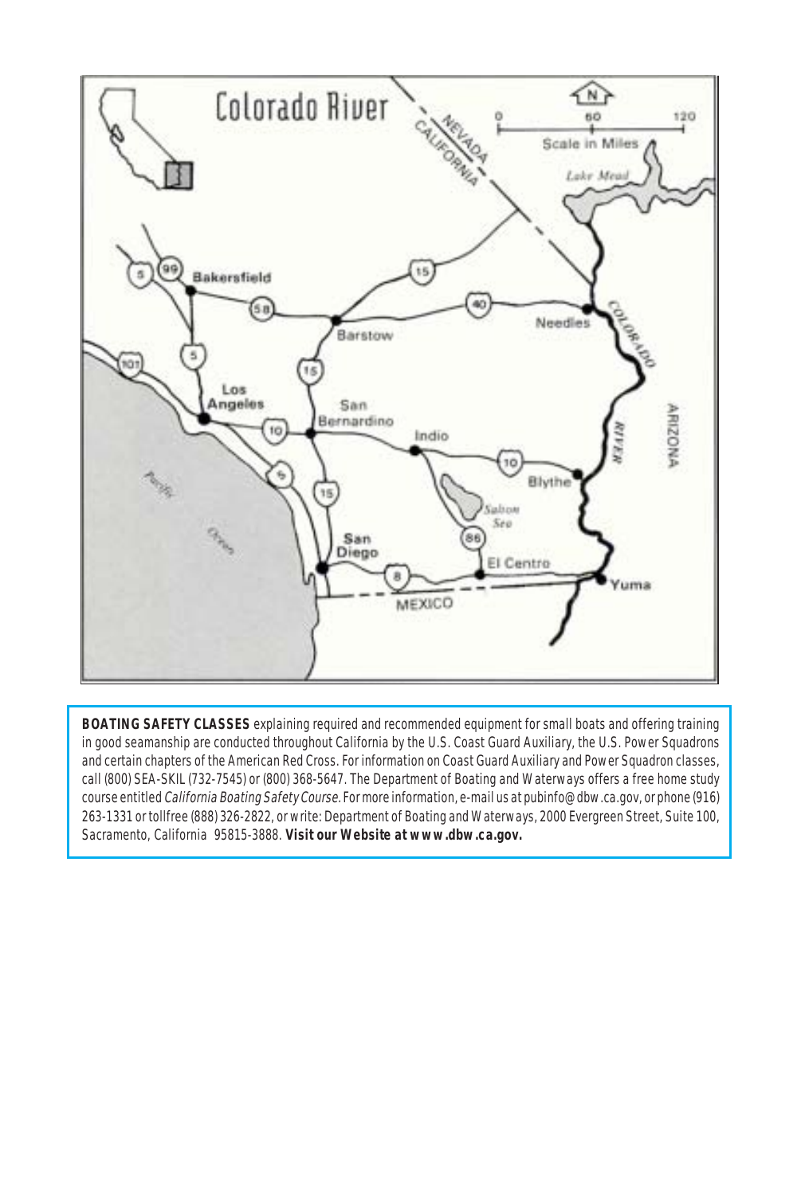Colorado River

NEVADA
CALIFORNIA
0
60
120
Scale in Miles
Lake Mead
N
5
99
Bakersfield
15
58
40
Barstow
Needles
COLORADO
RIVER
ARIZONA
101
5
15
Los Angeles
San Bernardino
10
Indio
10
Blythe
5
15
Salton Sea
86
San Diego
8
El Centro
Yuma
MEXICO
Pacific Ocean

**BOATING SAFETY CLASSES** explaining required and recommended equipment for small boats and offering training in good seamanship are conducted throughout California by the U.S. Coast Guard Auxiliary, the U.S. Power Squadrons and certain chapters of the American Red Cross. For information on Coast Guard Auxiliary and Power Squadron classes, call (800) SEA-SKIL (732-7545) or (800) 368-5647. The Department of Boating and Waterways offers a free home study course entitled *California Boating Safety Course*. For more information, e-mail us at pubinfo@dbw.ca.gov, or phone (916) 263-1331 or tollfree (888) 326-2822, or write: Department of Boating and Waterways, 2000 Evergreen Street, Suite 100, Sacramento, California 95815-3888. **Visit our Website at www.dbw.ca.gov.**